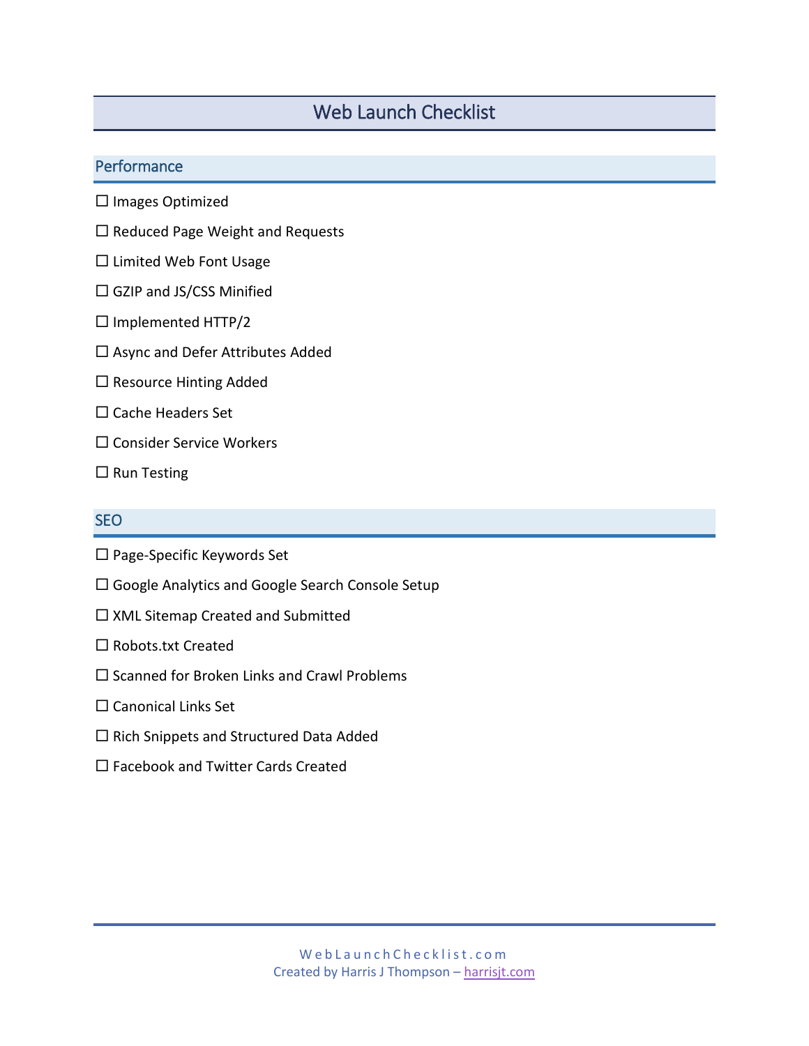# Web Launch Checklist

## Performance

☐ Images Optimized

☐ Reduced Page Weight and Requests

☐ Limited Web Font Usage

☐ GZIP and JS/CSS Minified

☐ Implemented HTTP/2

☐ Async and Defer Attributes Added

☐ Resource Hinting Added

☐ Cache Headers Set

☐ Consider Service Workers

☐ Run Testing

## SEO

☐ Page-Specific Keywords Set

☐ Google Analytics and Google Search Console Setup

☐ XML Sitemap Created and Submitted

☐ Robots.txt Created

☐ Scanned for Broken Links and Crawl Problems

☐ Canonical Links Set

☐ Rich Snippets and Structured Data Added

☐ Facebook and Twitter Cards Created

WebLaunchChecklist.com
Created by Harris J Thompson – [harrisjt.com](harrisjt.com)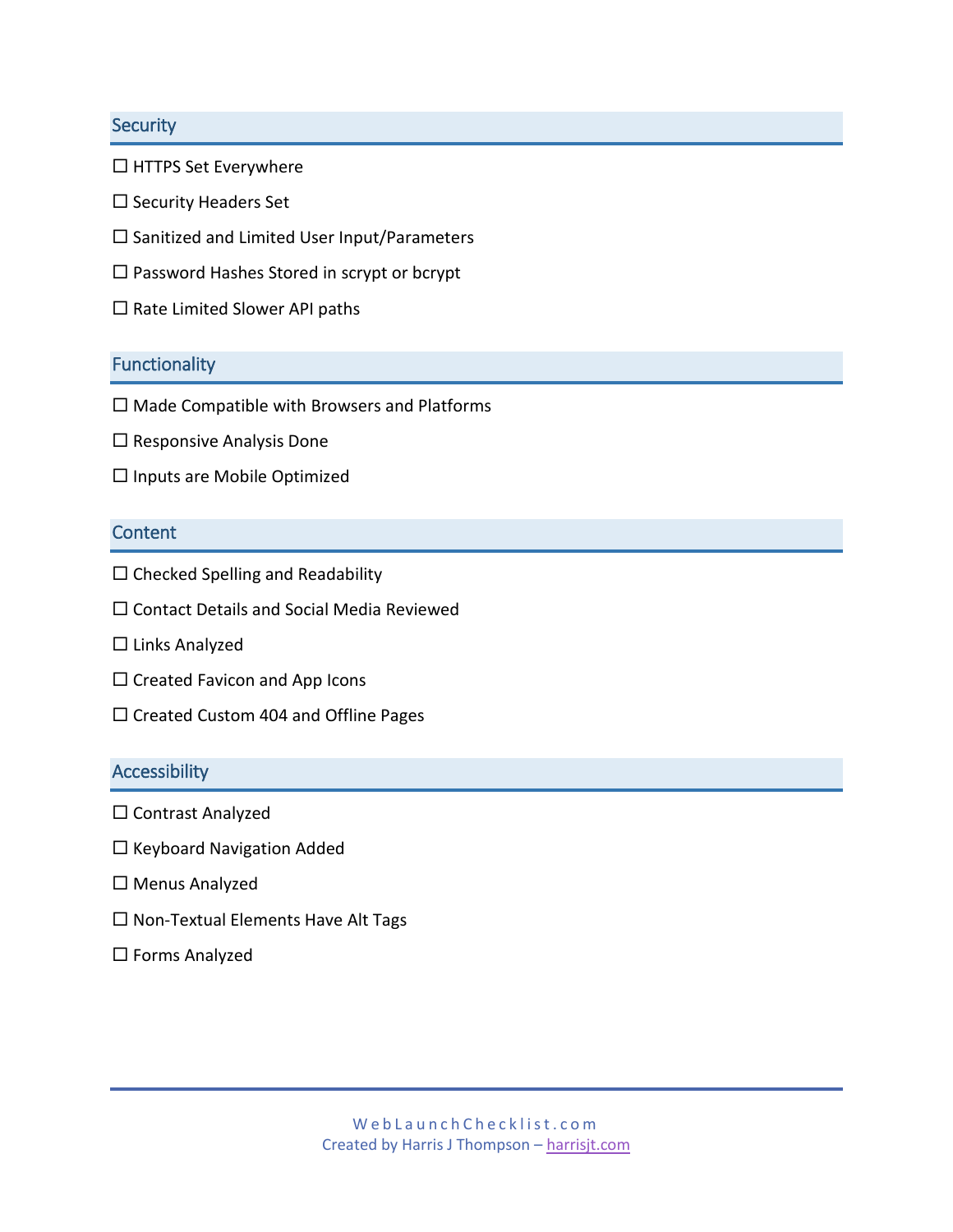## Security

☐ HTTPS Set Everywhere

☐ Security Headers Set

☐ Sanitized and Limited User Input/Parameters

☐ Password Hashes Stored in scrypt or bcrypt

☐ Rate Limited Slower API paths

## Functionality

☐ Made Compatible with Browsers and Platforms

☐ Responsive Analysis Done

☐ Inputs are Mobile Optimized

## Content

☐ Checked Spelling and Readability

☐ Contact Details and Social Media Reviewed

☐ Links Analyzed

☐ Created Favicon and App Icons

☐ Created Custom 404 and Offline Pages

## Accessibility

☐ Contrast Analyzed

☐ Keyboard Navigation Added

☐ Menus Analyzed

☐ Non-Textual Elements Have Alt Tags

☐ Forms Analyzed